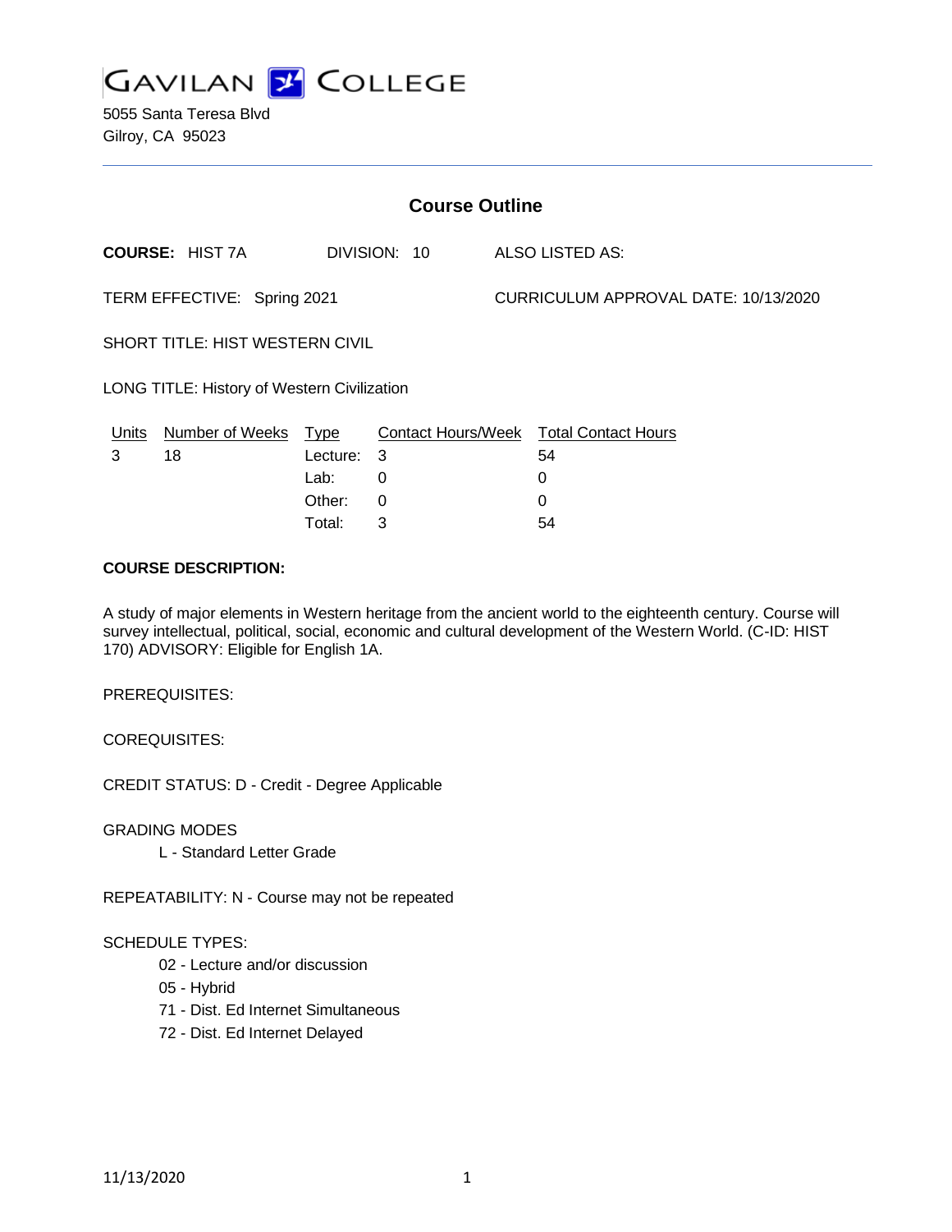GAVILAN COLLEGE

5055 Santa Teresa Blvd
Gilroy, CA 95023

## Course Outline

**COURSE:** HIST 7A DIVISION: 10 ALSO LISTED AS:

TERM EFFECTIVE: Spring 2021 CURRICULUM APPROVAL DATE: 10/13/2020

SHORT TITLE: HIST WESTERN CIVIL

LONG TITLE: History of Western Civilization

| Units | Number of Weeks | Type | Contact Hours/Week | Total Contact Hours |
|---|---|---|---|---|
| 3 | 18 | Lecture: | 3 | 54 |
| | | Lab: | 0 | 0 |
| | | Other: | 0 | 0 |
| | | Total: | 3 | 54 |

**COURSE DESCRIPTION:**

A study of major elements in Western heritage from the ancient world to the eighteenth century. Course will survey intellectual, political, social, economic and cultural development of the Western World. (C-ID: HIST 170) ADVISORY: Eligible for English 1A.

PREREQUISITES:

COREQUISITES:

CREDIT STATUS: D - Credit - Degree Applicable

GRADING MODES

L - Standard Letter Grade

REPEATABILITY: N - Course may not be repeated

SCHEDULE TYPES:

02 - Lecture and/or discussion
05 - Hybrid
71 - Dist. Ed Internet Simultaneous
72 - Dist. Ed Internet Delayed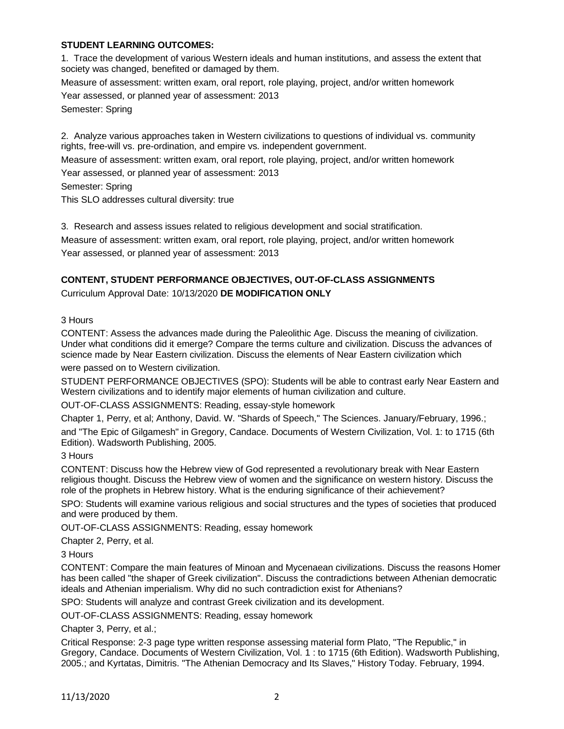**STUDENT LEARNING OUTCOMES:**

1. Trace the development of various Western ideals and human institutions, and assess the extent that society was changed, benefited or damaged by them.

Measure of assessment: written exam, oral report, role playing, project, and/or written homework

Year assessed, or planned year of assessment: 2013

Semester: Spring

2. Analyze various approaches taken in Western civilizations to questions of individual vs. community rights, free-will vs. pre-ordination, and empire vs. independent government.

Measure of assessment: written exam, oral report, role playing, project, and/or written homework

Year assessed, or planned year of assessment: 2013

Semester: Spring

This SLO addresses cultural diversity: true

3. Research and assess issues related to religious development and social stratification.

Measure of assessment: written exam, oral report, role playing, project, and/or written homework

Year assessed, or planned year of assessment: 2013

**CONTENT, STUDENT PERFORMANCE OBJECTIVES, OUT-OF-CLASS ASSIGNMENTS**

Curriculum Approval Date: 10/13/2020 **DE MODIFICATION ONLY**

3 Hours

CONTENT: Assess the advances made during the Paleolithic Age. Discuss the meaning of civilization. Under what conditions did it emerge? Compare the terms culture and civilization. Discuss the advances of science made by Near Eastern civilization. Discuss the elements of Near Eastern civilization which were passed on to Western civilization.

STUDENT PERFORMANCE OBJECTIVES (SPO): Students will be able to contrast early Near Eastern and Western civilizations and to identify major elements of human civilization and culture.

OUT-OF-CLASS ASSIGNMENTS: Reading, essay-style homework

Chapter 1, Perry, et al; Anthony, David. W. "Shards of Speech," The Sciences. January/February, 1996.; and "The Epic of Gilgamesh" in Gregory, Candace. Documents of Western Civilization, Vol. 1: to 1715 (6th Edition). Wadsworth Publishing, 2005.

3 Hours

CONTENT: Discuss how the Hebrew view of God represented a revolutionary break with Near Eastern religious thought. Discuss the Hebrew view of women and the significance on western history. Discuss the role of the prophets in Hebrew history. What is the enduring significance of their achievement?

SPO: Students will examine various religious and social structures and the types of societies that produced and were produced by them.

OUT-OF-CLASS ASSIGNMENTS: Reading, essay homework

Chapter 2, Perry, et al.

3 Hours

CONTENT: Compare the main features of Minoan and Mycenaean civilizations. Discuss the reasons Homer has been called "the shaper of Greek civilization". Discuss the contradictions between Athenian democratic ideals and Athenian imperialism. Why did no such contradiction exist for Athenians?

SPO: Students will analyze and contrast Greek civilization and its development.

OUT-OF-CLASS ASSIGNMENTS: Reading, essay homework

Chapter 3, Perry, et al.;

Critical Response: 2-3 page type written response assessing material form Plato, "The Republic," in Gregory, Candace. Documents of Western Civilization, Vol. 1 : to 1715 (6th Edition). Wadsworth Publishing, 2005.; and Kyrtatas, Dimitris. "The Athenian Democracy and Its Slaves," History Today. February, 1994.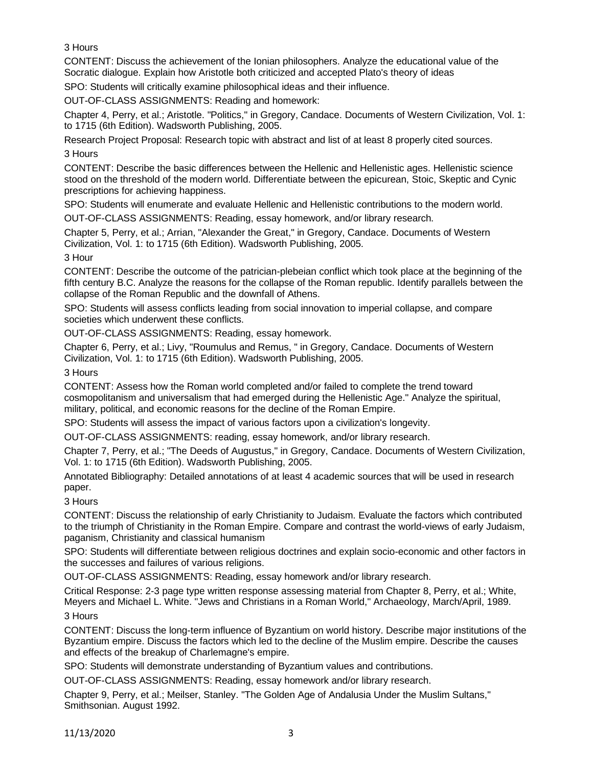3 Hours

CONTENT: Discuss the achievement of the Ionian philosophers. Analyze the educational value of the Socratic dialogue. Explain how Aristotle both criticized and accepted Plato's theory of ideas

SPO: Students will critically examine philosophical ideas and their influence.

OUT-OF-CLASS ASSIGNMENTS: Reading and homework:

Chapter 4, Perry, et al.; Aristotle. "Politics," in Gregory, Candace. Documents of Western Civilization, Vol. 1: to 1715 (6th Edition). Wadsworth Publishing, 2005.

Research Project Proposal: Research topic with abstract and list of at least 8 properly cited sources.

3 Hours

CONTENT: Describe the basic differences between the Hellenic and Hellenistic ages. Hellenistic science stood on the threshold of the modern world. Differentiate between the epicurean, Stoic, Skeptic and Cynic prescriptions for achieving happiness.

SPO: Students will enumerate and evaluate Hellenic and Hellenistic contributions to the modern world.

OUT-OF-CLASS ASSIGNMENTS: Reading, essay homework, and/or library research.

Chapter 5, Perry, et al.; Arrian, "Alexander the Great," in Gregory, Candace. Documents of Western Civilization, Vol. 1: to 1715 (6th Edition). Wadsworth Publishing, 2005.

3 Hour

CONTENT: Describe the outcome of the patrician-plebeian conflict which took place at the beginning of the fifth century B.C. Analyze the reasons for the collapse of the Roman republic. Identify parallels between the collapse of the Roman Republic and the downfall of Athens.

SPO: Students will assess conflicts leading from social innovation to imperial collapse, and compare societies which underwent these conflicts.

OUT-OF-CLASS ASSIGNMENTS: Reading, essay homework.

Chapter 6, Perry, et al.; Livy, "Roumulus and Remus, " in Gregory, Candace. Documents of Western Civilization, Vol. 1: to 1715 (6th Edition). Wadsworth Publishing, 2005.

3 Hours

CONTENT: Assess how the Roman world completed and/or failed to complete the trend toward cosmopolitanism and universalism that had emerged during the Hellenistic Age." Analyze the spiritual, military, political, and economic reasons for the decline of the Roman Empire.

SPO: Students will assess the impact of various factors upon a civilization's longevity.

OUT-OF-CLASS ASSIGNMENTS: reading, essay homework, and/or library research.

Chapter 7, Perry, et al.; "The Deeds of Augustus," in Gregory, Candace. Documents of Western Civilization, Vol. 1: to 1715 (6th Edition). Wadsworth Publishing, 2005.

Annotated Bibliography: Detailed annotations of at least 4 academic sources that will be used in research paper.

3 Hours

CONTENT: Discuss the relationship of early Christianity to Judaism. Evaluate the factors which contributed to the triumph of Christianity in the Roman Empire. Compare and contrast the world-views of early Judaism, paganism, Christianity and classical humanism

SPO: Students will differentiate between religious doctrines and explain socio-economic and other factors in the successes and failures of various religions.

OUT-OF-CLASS ASSIGNMENTS: Reading, essay homework and/or library research.

Critical Response: 2-3 page type written response assessing material from Chapter 8, Perry, et al.; White, Meyers and Michael L. White. "Jews and Christians in a Roman World," Archaeology, March/April, 1989.

3 Hours

CONTENT: Discuss the long-term influence of Byzantium on world history. Describe major institutions of the Byzantium empire. Discuss the factors which led to the decline of the Muslim empire. Describe the causes and effects of the breakup of Charlemagne's empire.

SPO: Students will demonstrate understanding of Byzantium values and contributions.

OUT-OF-CLASS ASSIGNMENTS: Reading, essay homework and/or library research.

Chapter 9, Perry, et al.; Meilser, Stanley. "The Golden Age of Andalusia Under the Muslim Sultans," Smithsonian. August 1992.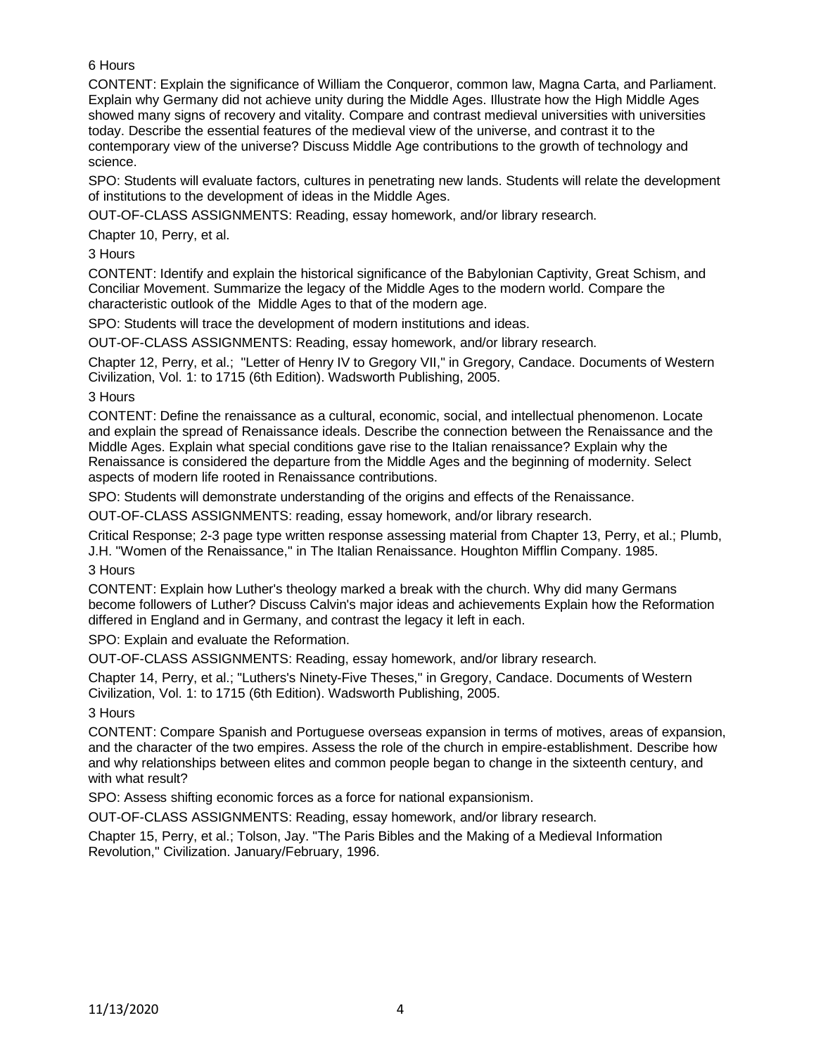6 Hours

CONTENT: Explain the significance of William the Conqueror, common law, Magna Carta, and Parliament. Explain why Germany did not achieve unity during the Middle Ages. Illustrate how the High Middle Ages showed many signs of recovery and vitality. Compare and contrast medieval universities with universities today. Describe the essential features of the medieval view of the universe, and contrast it to the contemporary view of the universe? Discuss Middle Age contributions to the growth of technology and science.

SPO: Students will evaluate factors, cultures in penetrating new lands. Students will relate the development of institutions to the development of ideas in the Middle Ages.

OUT-OF-CLASS ASSIGNMENTS: Reading, essay homework, and/or library research.

Chapter 10, Perry, et al.

3 Hours

CONTENT: Identify and explain the historical significance of the Babylonian Captivity, Great Schism, and Conciliar Movement. Summarize the legacy of the Middle Ages to the modern world. Compare the characteristic outlook of the Middle Ages to that of the modern age.

SPO: Students will trace the development of modern institutions and ideas.

OUT-OF-CLASS ASSIGNMENTS: Reading, essay homework, and/or library research.

Chapter 12, Perry, et al.; "Letter of Henry IV to Gregory VII," in Gregory, Candace. Documents of Western Civilization, Vol. 1: to 1715 (6th Edition). Wadsworth Publishing, 2005.

3 Hours

CONTENT: Define the renaissance as a cultural, economic, social, and intellectual phenomenon. Locate and explain the spread of Renaissance ideals. Describe the connection between the Renaissance and the Middle Ages. Explain what special conditions gave rise to the Italian renaissance? Explain why the Renaissance is considered the departure from the Middle Ages and the beginning of modernity. Select aspects of modern life rooted in Renaissance contributions.

SPO: Students will demonstrate understanding of the origins and effects of the Renaissance.

OUT-OF-CLASS ASSIGNMENTS: reading, essay homework, and/or library research.

Critical Response; 2-3 page type written response assessing material from Chapter 13, Perry, et al.; Plumb, J.H. "Women of the Renaissance," in The Italian Renaissance. Houghton Mifflin Company. 1985.

3 Hours

CONTENT: Explain how Luther's theology marked a break with the church. Why did many Germans become followers of Luther? Discuss Calvin's major ideas and achievements Explain how the Reformation differed in England and in Germany, and contrast the legacy it left in each.

SPO: Explain and evaluate the Reformation.

OUT-OF-CLASS ASSIGNMENTS: Reading, essay homework, and/or library research.

Chapter 14, Perry, et al.; "Luthers's Ninety-Five Theses," in Gregory, Candace. Documents of Western Civilization, Vol. 1: to 1715 (6th Edition). Wadsworth Publishing, 2005.

3 Hours

CONTENT: Compare Spanish and Portuguese overseas expansion in terms of motives, areas of expansion, and the character of the two empires. Assess the role of the church in empire-establishment. Describe how and why relationships between elites and common people began to change in the sixteenth century, and with what result?

SPO: Assess shifting economic forces as a force for national expansionism.

OUT-OF-CLASS ASSIGNMENTS: Reading, essay homework, and/or library research.

Chapter 15, Perry, et al.; Tolson, Jay. "The Paris Bibles and the Making of a Medieval Information Revolution," Civilization. January/February, 1996.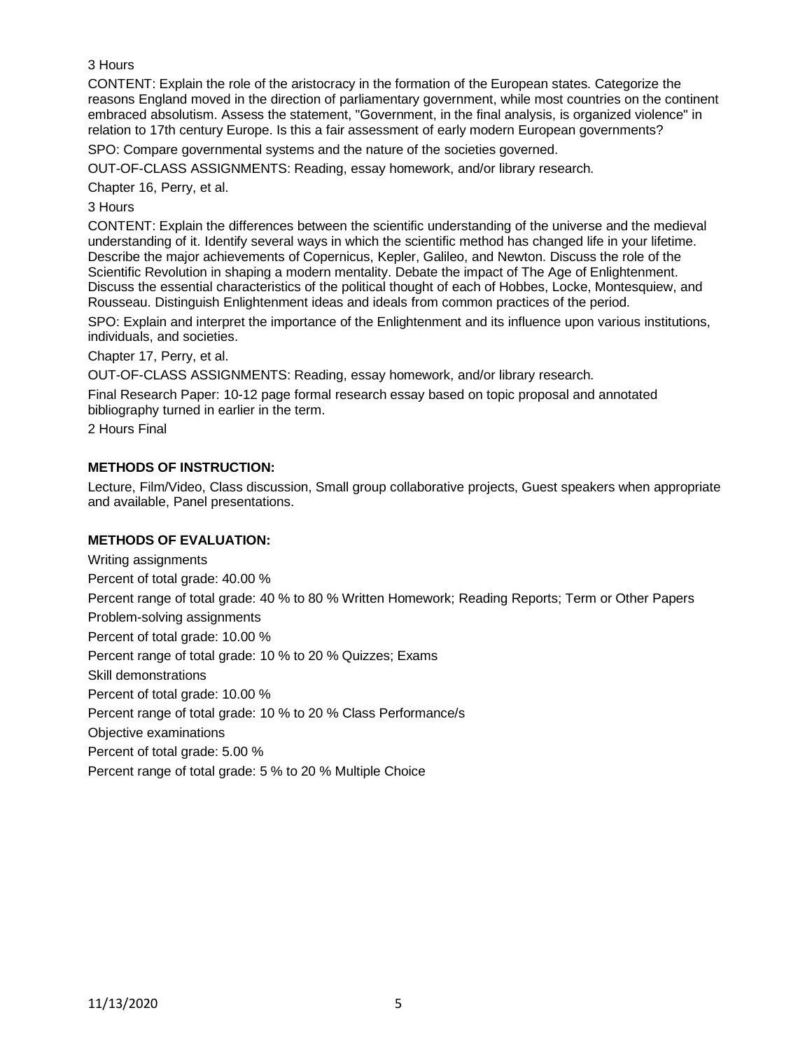3 Hours

CONTENT: Explain the role of the aristocracy in the formation of the European states. Categorize the reasons England moved in the direction of parliamentary government, while most countries on the continent embraced absolutism. Assess the statement, "Government, in the final analysis, is organized violence" in relation to 17th century Europe. Is this a fair assessment of early modern European governments?

SPO: Compare governmental systems and the nature of the societies governed.

OUT-OF-CLASS ASSIGNMENTS: Reading, essay homework, and/or library research.

Chapter 16, Perry, et al.

3 Hours

CONTENT: Explain the differences between the scientific understanding of the universe and the medieval understanding of it. Identify several ways in which the scientific method has changed life in your lifetime. Describe the major achievements of Copernicus, Kepler, Galileo, and Newton. Discuss the role of the Scientific Revolution in shaping a modern mentality. Debate the impact of The Age of Enlightenment. Discuss the essential characteristics of the political thought of each of Hobbes, Locke, Montesquiew, and Rousseau. Distinguish Enlightenment ideas and ideals from common practices of the period.

SPO: Explain and interpret the importance of the Enlightenment and its influence upon various institutions, individuals, and societies.

Chapter 17, Perry, et al.

OUT-OF-CLASS ASSIGNMENTS: Reading, essay homework, and/or library research.

Final Research Paper: 10-12 page formal research essay based on topic proposal and annotated bibliography turned in earlier in the term.

2 Hours Final

**METHODS OF INSTRUCTION:**

Lecture, Film/Video, Class discussion, Small group collaborative projects, Guest speakers when appropriate and available, Panel presentations.

**METHODS OF EVALUATION:**

Writing assignments

Percent of total grade: 40.00 %

Percent range of total grade: 40 % to 80 % Written Homework; Reading Reports; Term or Other Papers

Problem-solving assignments

Percent of total grade: 10.00 %

Percent range of total grade: 10 % to 20 % Quizzes; Exams

Skill demonstrations

Percent of total grade: 10.00 %

Percent range of total grade: 10 % to 20 % Class Performance/s

Objective examinations

Percent of total grade: 5.00 %

Percent range of total grade: 5 % to 20 % Multiple Choice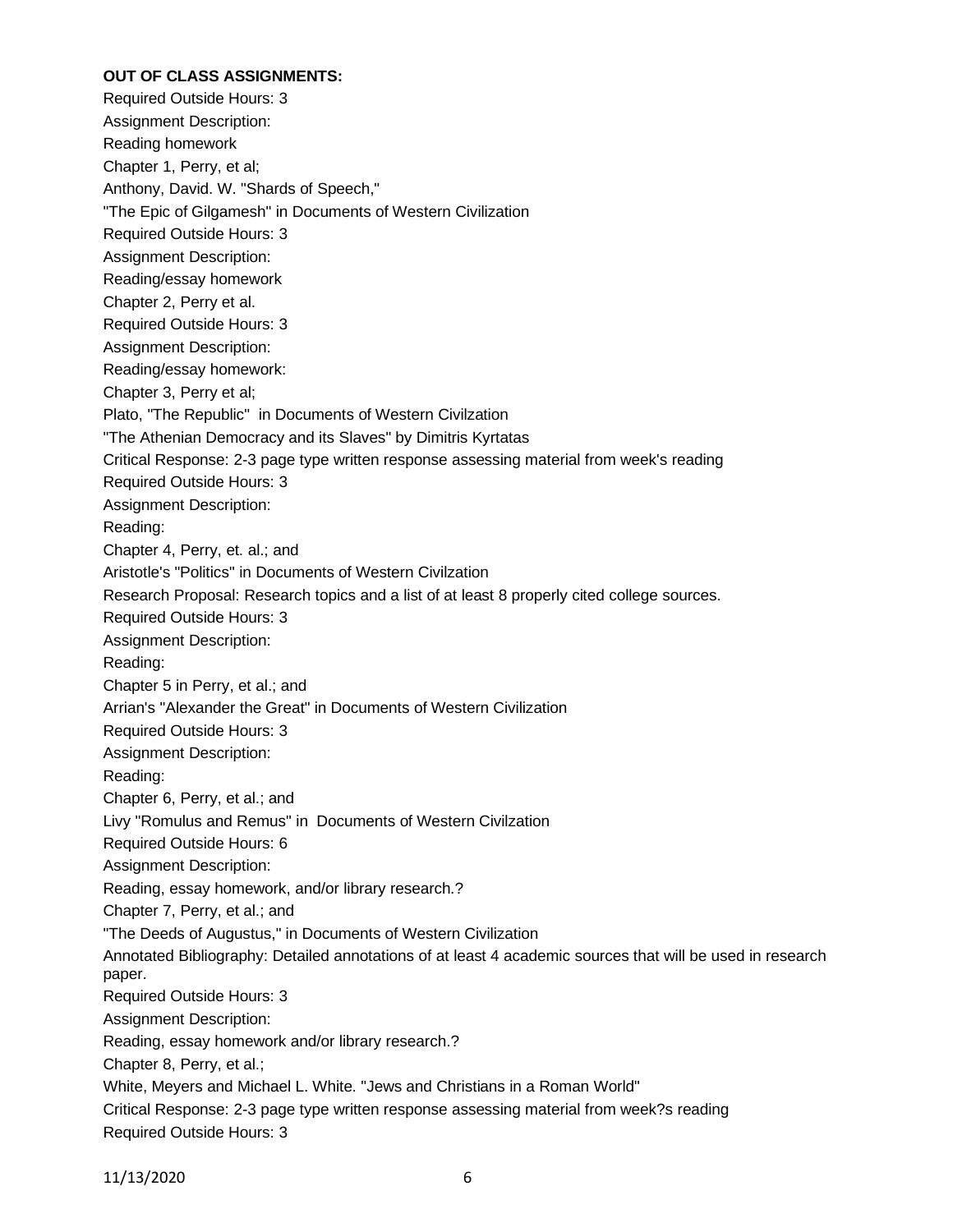**OUT OF CLASS ASSIGNMENTS:**

Required Outside Hours: 3

Assignment Description:

Reading homework

Chapter 1, Perry, et al;

Anthony, David. W. "Shards of Speech,"

"The Epic of Gilgamesh" in Documents of Western Civilization

Required Outside Hours: 3

Assignment Description:

Reading/essay homework

Chapter 2, Perry et al.

Required Outside Hours: 3

Assignment Description:

Reading/essay homework:

Chapter 3, Perry et al;

Plato, "The Republic" in Documents of Western Civilzation

"The Athenian Democracy and its Slaves" by Dimitris Kyrtatas

Critical Response: 2-3 page type written response assessing material from week's reading

Required Outside Hours: 3

Assignment Description:

Reading:

Chapter 4, Perry, et. al.; and

Aristotle's "Politics" in Documents of Western Civilzation

Research Proposal: Research topics and a list of at least 8 properly cited college sources.

Required Outside Hours: 3

Assignment Description:

Reading:

Chapter 5 in Perry, et al.; and

Arrian's "Alexander the Great" in Documents of Western Civilization

Required Outside Hours: 3

Assignment Description:

Reading:

Chapter 6, Perry, et al.; and

Livy "Romulus and Remus" in Documents of Western Civilzation

Required Outside Hours: 6

Assignment Description:

Reading, essay homework, and/or library research.?

Chapter 7, Perry, et al.; and

"The Deeds of Augustus," in Documents of Western Civilization

Annotated Bibliography: Detailed annotations of at least 4 academic sources that will be used in research paper.

Required Outside Hours: 3

Assignment Description:

Reading, essay homework and/or library research.?

Chapter 8, Perry, et al.;

White, Meyers and Michael L. White. "Jews and Christians in a Roman World"

Critical Response: 2-3 page type written response assessing material from week?s reading

Required Outside Hours: 3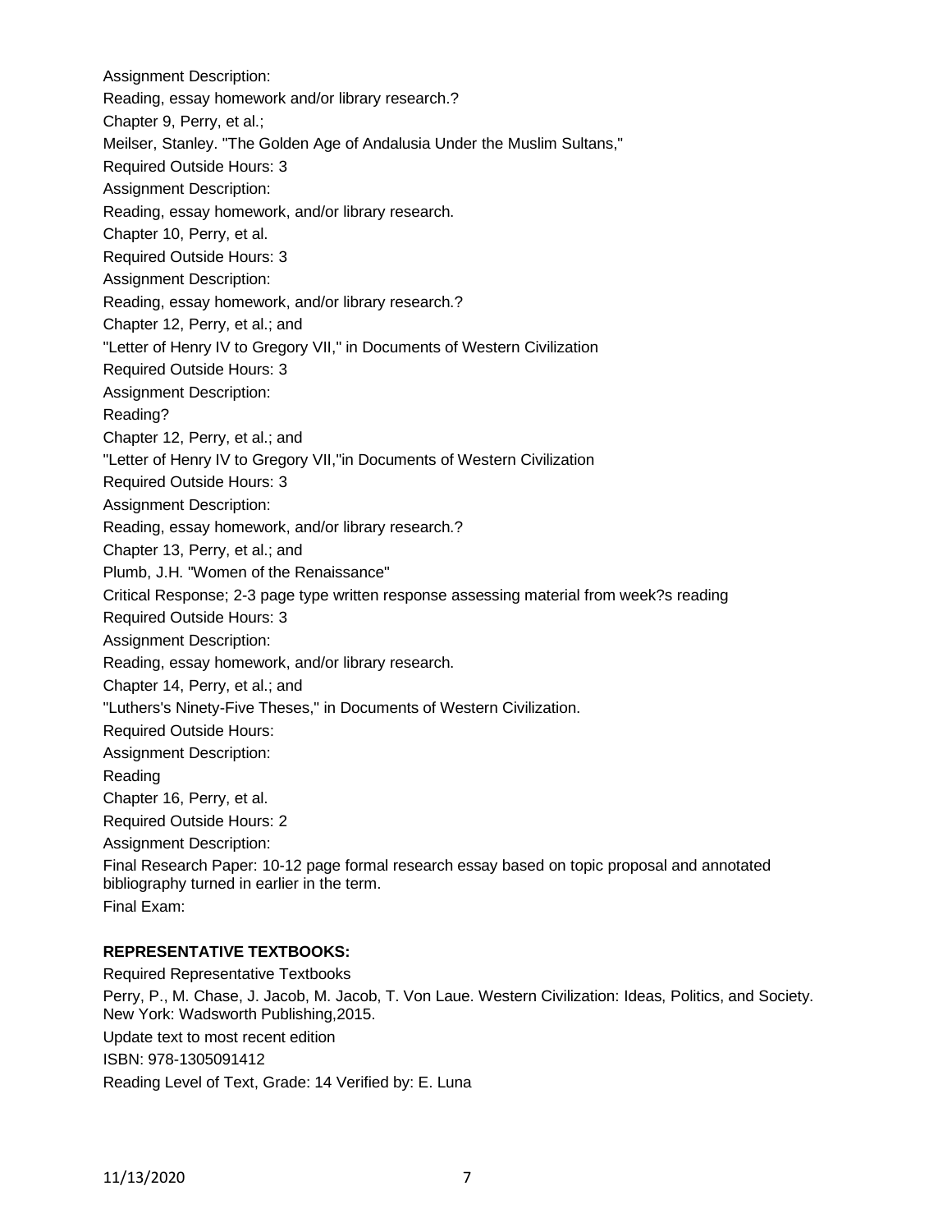Assignment Description:

Reading, essay homework and/or library research.?

Chapter 9, Perry, et al.;

Meilser, Stanley. "The Golden Age of Andalusia Under the Muslim Sultans,"

Required Outside Hours: 3

Assignment Description:

Reading, essay homework, and/or library research.

Chapter 10, Perry, et al.

Required Outside Hours: 3

Assignment Description:

Reading, essay homework, and/or library research.?

Chapter 12, Perry, et al.; and

"Letter of Henry IV to Gregory VII," in Documents of Western Civilization

Required Outside Hours: 3

Assignment Description:

Reading?

Chapter 12, Perry, et al.; and

"Letter of Henry IV to Gregory VII,"in Documents of Western Civilization

Required Outside Hours: 3

Assignment Description:

Reading, essay homework, and/or library research.?

Chapter 13, Perry, et al.; and

Plumb, J.H. "Women of the Renaissance"

Critical Response; 2-3 page type written response assessing material from week?s reading

Required Outside Hours: 3

Assignment Description:

Reading, essay homework, and/or library research.

Chapter 14, Perry, et al.; and

"Luthers's Ninety-Five Theses," in Documents of Western Civilization.

Required Outside Hours:

Assignment Description:

Reading

Chapter 16, Perry, et al.

Required Outside Hours: 2

Assignment Description:

Final Research Paper: 10-12 page formal research essay based on topic proposal and annotated bibliography turned in earlier in the term.

Final Exam:

**REPRESENTATIVE TEXTBOOKS:**

Required Representative Textbooks

Perry, P., M. Chase, J. Jacob, M. Jacob, T. Von Laue. Western Civilization: Ideas, Politics, and Society. New York: Wadsworth Publishing,2015.

Update text to most recent edition

ISBN: 978-1305091412

Reading Level of Text, Grade: 14 Verified by: E. Luna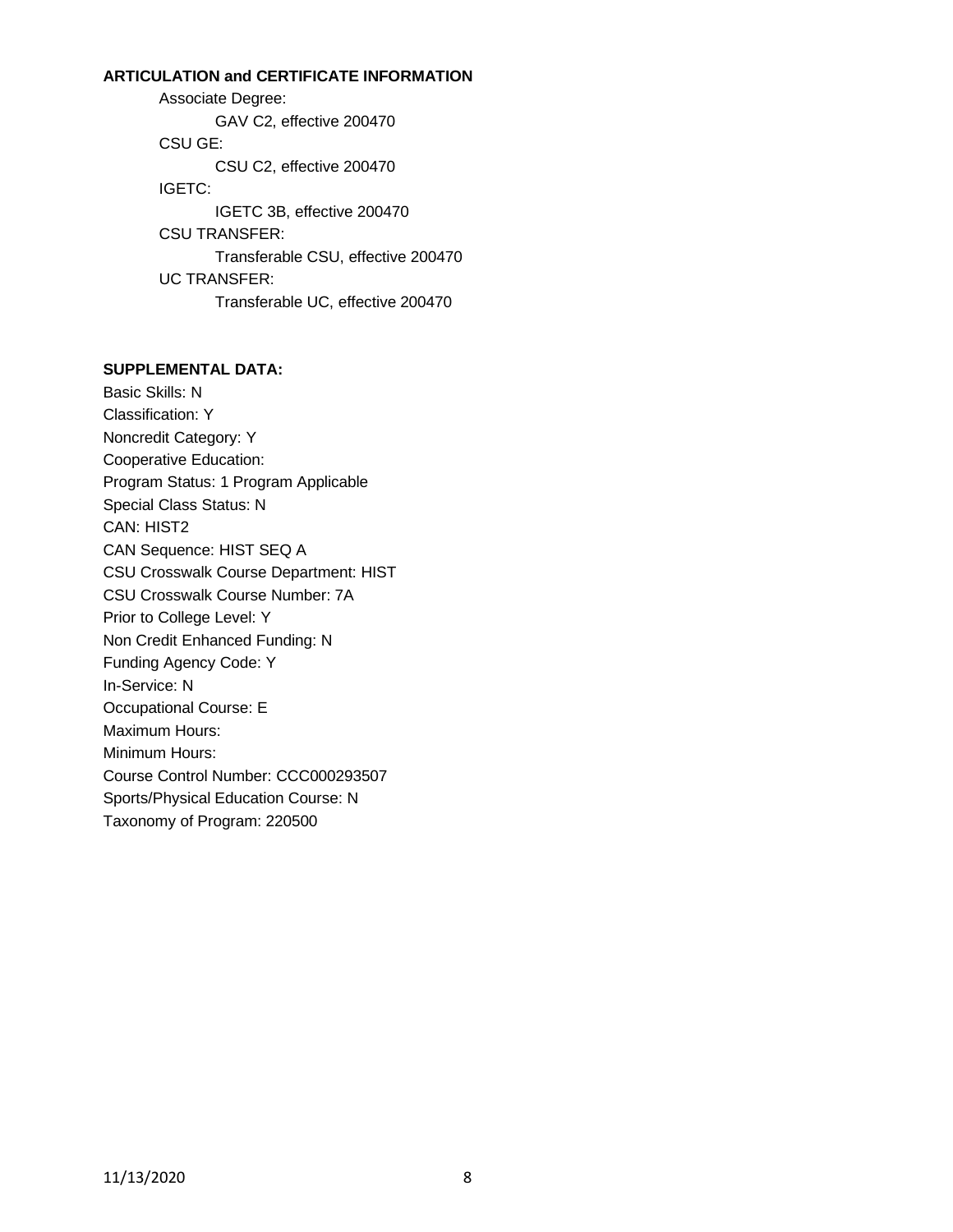**ARTICULATION and CERTIFICATE INFORMATION**

Associate Degree:
- GAV C2, effective 200470

CSU GE:
- CSU C2, effective 200470

IGETC:
- IGETC 3B, effective 200470

CSU TRANSFER:
- Transferable CSU, effective 200470

UC TRANSFER:
- Transferable UC, effective 200470

**SUPPLEMENTAL DATA:**

Basic Skills: N
Classification: Y
Noncredit Category: Y
Cooperative Education:
Program Status: 1 Program Applicable
Special Class Status: N
CAN: HIST2
CAN Sequence: HIST SEQ A
CSU Crosswalk Course Department: HIST
CSU Crosswalk Course Number: 7A
Prior to College Level: Y
Non Credit Enhanced Funding: N
Funding Agency Code: Y
In-Service: N
Occupational Course: E
Maximum Hours:
Minimum Hours:
Course Control Number: CCC000293507
Sports/Physical Education Course: N
Taxonomy of Program: 220500